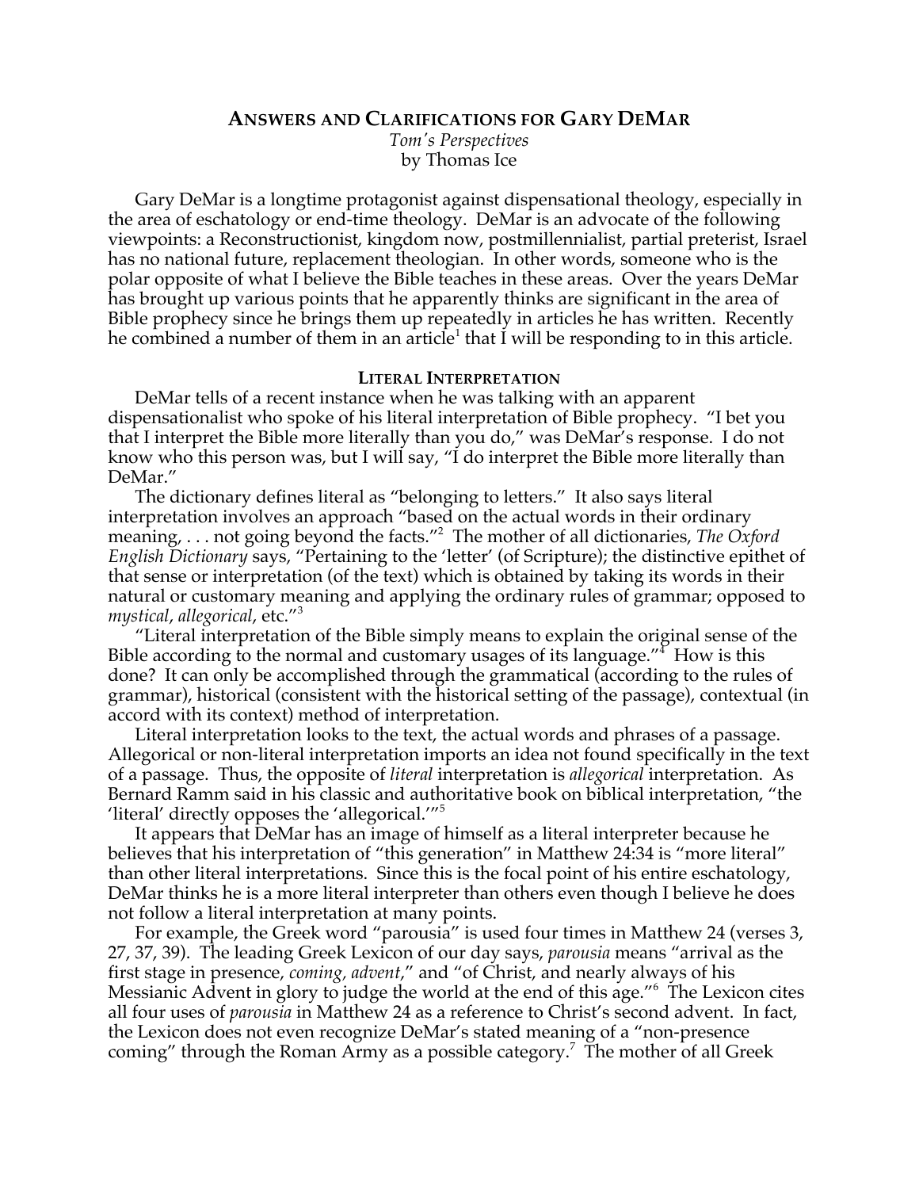# Answers and Clarifications for Gary DeMar

*Tom's Perspectives*
by Thomas Ice

Gary DeMar is a longtime protagonist against dispensational theology, especially in the area of eschatology or end-time theology. DeMar is an advocate of the following viewpoints: a Reconstructionist, kingdom now, postmillennialist, partial preterist, Israel has no national future, replacement theologian. In other words, someone who is the polar opposite of what I believe the Bible teaches in these areas. Over the years DeMar has brought up various points that he apparently thinks are significant in the area of Bible prophecy since he brings them up repeatedly in articles he has written. Recently he combined a number of them in an article[1] that I will be responding to in this article.

## Literal Interpretation

DeMar tells of a recent instance when he was talking with an apparent dispensationalist who spoke of his literal interpretation of Bible prophecy. "I bet you that I interpret the Bible more literally than you do," was DeMar's response. I do not know who this person was, but I will say, "I do interpret the Bible more literally than DeMar."

The dictionary defines literal as "belonging to letters." It also says literal interpretation involves an approach "based on the actual words in their ordinary meaning, . . . not going beyond the facts."[2] The mother of all dictionaries, *The Oxford English Dictionary* says, "Pertaining to the 'letter' (of Scripture); the distinctive epithet of that sense or interpretation (of the text) which is obtained by taking its words in their natural or customary meaning and applying the ordinary rules of grammar; opposed to *mystical*, *allegorical*, etc."[3]

"Literal interpretation of the Bible simply means to explain the original sense of the Bible according to the normal and customary usages of its language."[4] How is this done? It can only be accomplished through the grammatical (according to the rules of grammar), historical (consistent with the historical setting of the passage), contextual (in accord with its context) method of interpretation.

Literal interpretation looks to the text, the actual words and phrases of a passage. Allegorical or non-literal interpretation imports an idea not found specifically in the text of a passage. Thus, the opposite of *literal* interpretation is *allegorical* interpretation. As Bernard Ramm said in his classic and authoritative book on biblical interpretation, "the 'literal' directly opposes the 'allegorical.'"[5]

It appears that DeMar has an image of himself as a literal interpreter because he believes that his interpretation of "this generation" in Matthew 24:34 is "more literal" than other literal interpretations. Since this is the focal point of his entire eschatology, DeMar thinks he is a more literal interpreter than others even though I believe he does not follow a literal interpretation at many points.

For example, the Greek word "parousia" is used four times in Matthew 24 (verses 3, 27, 37, 39). The leading Greek Lexicon of our day says, *parousia* means "arrival as the first stage in presence, *coming, advent*," and "of Christ, and nearly always of his Messianic Advent in glory to judge the world at the end of this age."[6] The Lexicon cites all four uses of *parousia* in Matthew 24 as a reference to Christ's second advent. In fact, the Lexicon does not even recognize DeMar's stated meaning of a "non-presence coming" through the Roman Army as a possible category.[7] The mother of all Greek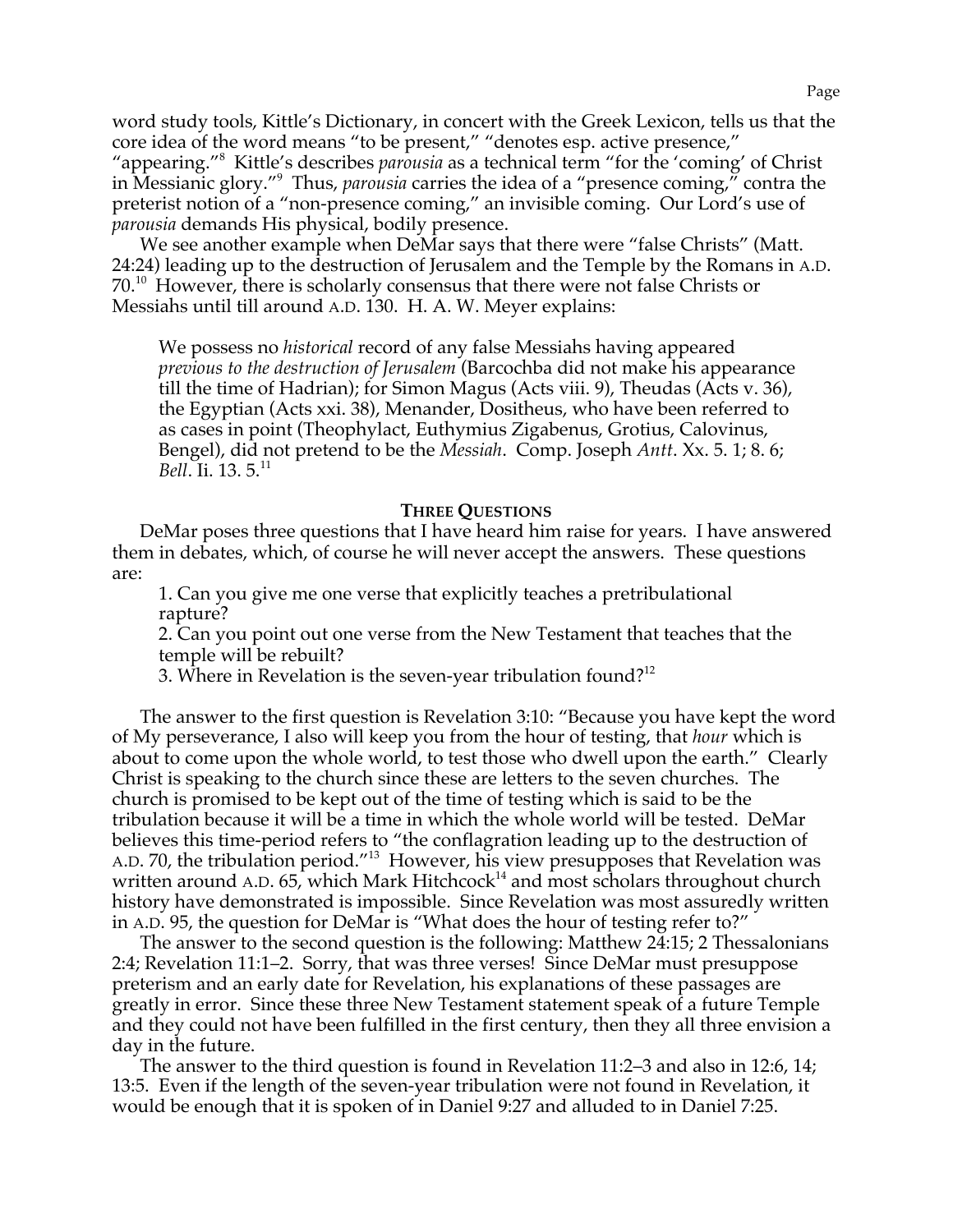word study tools, Kittle's Dictionary, in concert with the Greek Lexicon, tells us that the core idea of the word means "to be present," "denotes esp. active presence," "appearing."[8] Kittle's describes *parousia* as a technical term "for the 'coming' of Christ in Messianic glory."[9] Thus, *parousia* carries the idea of a "presence coming," contra the preterist notion of a "non-presence coming," an invisible coming. Our Lord's use of *parousia* demands His physical, bodily presence.

We see another example when DeMar says that there were "false Christs" (Matt. 24:24) leading up to the destruction of Jerusalem and the Temple by the Romans in A.D. 70.[10] However, there is scholarly consensus that there were not false Christs or Messiahs until till around A.D. 130. H. A. W. Meyer explains:

> We possess no *historical* record of any false Messiahs having appeared *previous to the destruction of Jerusalem* (Barcochba did not make his appearance till the time of Hadrian); for Simon Magus (Acts viii. 9), Theudas (Acts v. 36), the Egyptian (Acts xxi. 38), Menander, Dositheus, who have been referred to as cases in point (Theophylact, Euthymius Zigabenus, Grotius, Calovinus, Bengel), did not pretend to be the *Messiah*. Comp. Joseph *Antt*. Xx. 5. 1; 8. 6; *Bell*. Ii. 13. 5.[11]

## THREE QUESTIONS

DeMar poses three questions that I have heard him raise for years. I have answered them in debates, which, of course he will never accept the answers. These questions are:

1. Can you give me one verse that explicitly teaches a pretribulational rapture?
2. Can you point out one verse from the New Testament that teaches that the temple will be rebuilt?
3. Where in Revelation is the seven-year tribulation found?[12]

The answer to the first question is Revelation 3:10: "Because you have kept the word of My perseverance, I also will keep you from the hour of testing, that *hour* which is about to come upon the whole world, to test those who dwell upon the earth." Clearly Christ is speaking to the church since these are letters to the seven churches. The church is promised to be kept out of the time of testing which is said to be the tribulation because it will be a time in which the whole world will be tested. DeMar believes this time-period refers to "the conflagration leading up to the destruction of A.D. 70, the tribulation period."[13] However, his view presupposes that Revelation was written around A.D. 65, which Mark Hitchcock[14] and most scholars throughout church history have demonstrated is impossible. Since Revelation was most assuredly written in A.D. 95, the question for DeMar is "What does the hour of testing refer to?"

The answer to the second question is the following: Matthew 24:15; 2 Thessalonians 2:4; Revelation 11:1–2. Sorry, that was three verses! Since DeMar must presuppose preterism and an early date for Revelation, his explanations of these passages are greatly in error. Since these three New Testament statement speak of a future Temple and they could not have been fulfilled in the first century, then they all three envision a day in the future.

The answer to the third question is found in Revelation 11:2–3 and also in 12:6, 14; 13:5. Even if the length of the seven-year tribulation were not found in Revelation, it would be enough that it is spoken of in Daniel 9:27 and alluded to in Daniel 7:25.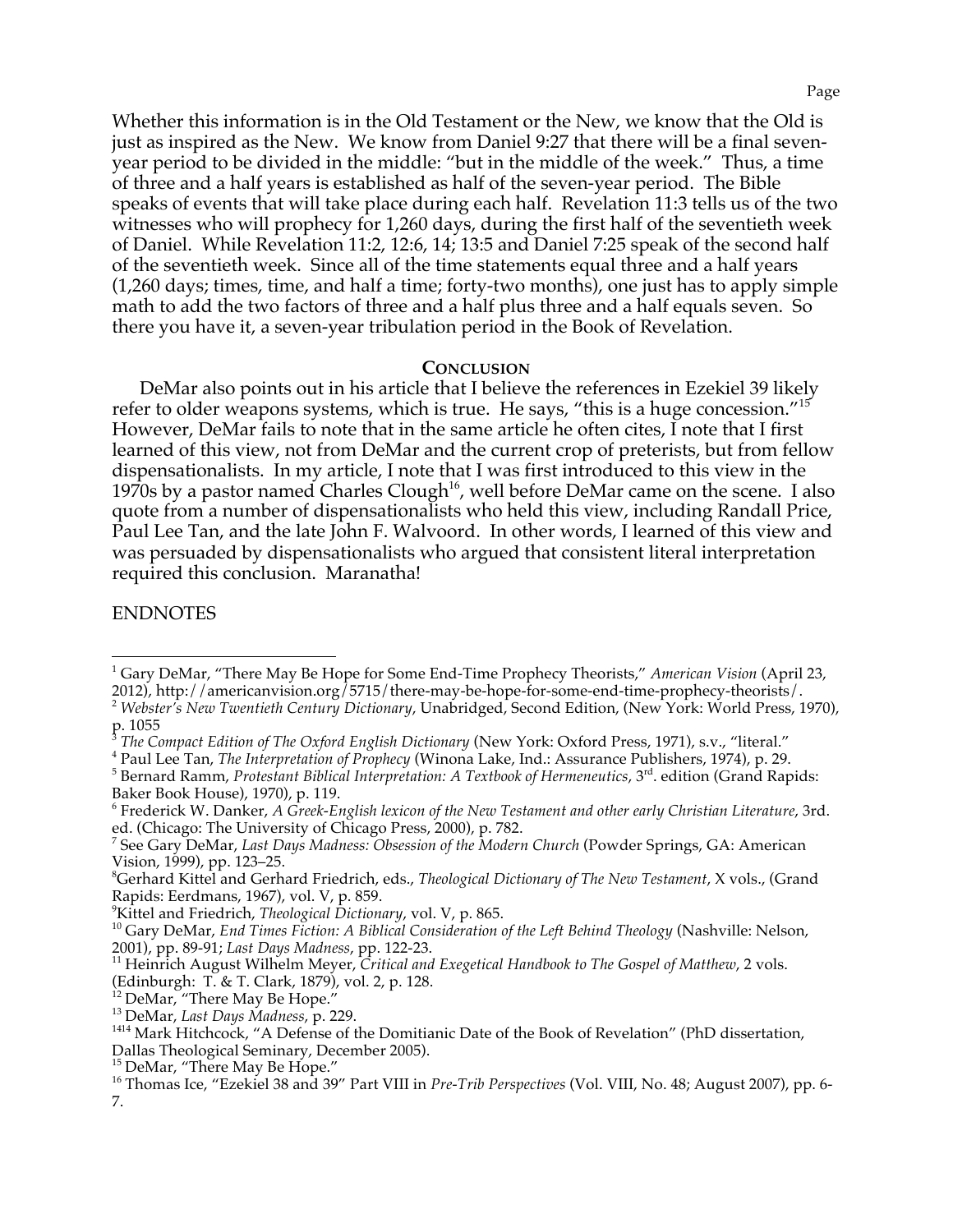Whether this information is in the Old Testament or the New, we know that the Old is just as inspired as the New. We know from Daniel 9:27 that there will be a final seven-year period to be divided in the middle: "but in the middle of the week." Thus, a time of three and a half years is established as half of the seven-year period. The Bible speaks of events that will take place during each half. Revelation 11:3 tells us of the two witnesses who will prophecy for 1,260 days, during the first half of the seventieth week of Daniel. While Revelation 11:2, 12:6, 14; 13:5 and Daniel 7:25 speak of the second half of the seventieth week. Since all of the time statements equal three and a half years (1,260 days; times, time, and half a time; forty-two months), one just has to apply simple math to add the two factors of three and a half plus three and a half equals seven. So there you have it, a seven-year tribulation period in the Book of Revelation.

## Conclusion

DeMar also points out in his article that I believe the references in Ezekiel 39 likely refer to older weapons systems, which is true. He says, "this is a huge concession."[15] However, DeMar fails to note that in the same article he often cites, I note that I first learned of this view, not from DeMar and the current crop of preterists, but from fellow dispensationalists. In my article, I note that I was first introduced to this view in the 1970s by a pastor named Charles Clough[16], well before DeMar came on the scene. I also quote from a number of dispensationalists who held this view, including Randall Price, Paul Lee Tan, and the late John F. Walvoord. In other words, I learned of this view and was persuaded by dispensationalists who argued that consistent literal interpretation required this conclusion. Maranatha!

ENDNOTES

[1] Gary DeMar, "There May Be Hope for Some End-Time Prophecy Theorists," *American Vision* (April 23, 2012), http://americanvision.org/5715/there-may-be-hope-for-some-end-time-prophecy-theorists/.

[2] *Webster's New Twentieth Century Dictionary*, Unabridged, Second Edition, (New York: World Press, 1970), p. 1055

[3] *The Compact Edition of The Oxford English Dictionary* (New York: Oxford Press, 1971), s.v., "literal."

[4] Paul Lee Tan, *The Interpretation of Prophecy* (Winona Lake, Ind.: Assurance Publishers, 1974), p. 29.

[5] Bernard Ramm, *Protestant Biblical Interpretation: A Textbook of Hermeneutics*, 3rd. edition (Grand Rapids: Baker Book House), 1970), p. 119.

[6] Frederick W. Danker, *A Greek-English lexicon of the New Testament and other early Christian Literature*, 3rd. ed. (Chicago: The University of Chicago Press, 2000), p. 782.

[7] See Gary DeMar, *Last Days Madness: Obsession of the Modern Church* (Powder Springs, GA: American Vision, 1999), pp. 123–25.

[8] Gerhard Kittel and Gerhard Friedrich, eds., *Theological Dictionary of The New Testament*, X vols., (Grand Rapids: Eerdmans, 1967), vol. V, p. 859.

[9] Kittel and Friedrich, *Theological Dictionary*, vol. V, p. 865.

[10] Gary DeMar, *End Times Fiction: A Biblical Consideration of the Left Behind Theology* (Nashville: Nelson, 2001), pp. 89-91; *Last Days Madness*, pp. 122-23.

[11] Heinrich August Wilhelm Meyer, *Critical and Exegetical Handbook to The Gospel of Matthew*, 2 vols. (Edinburgh: T. & T. Clark, 1879), vol. 2, p. 128.

[12] DeMar, "There May Be Hope."

[13] DeMar, *Last Days Madness*, p. 229.

[1414] Mark Hitchcock, "A Defense of the Domitianic Date of the Book of Revelation" (PhD dissertation, Dallas Theological Seminary, December 2005).

[15] DeMar, "There May Be Hope."

[16] Thomas Ice, "Ezekiel 38 and 39" Part VIII in *Pre-Trib Perspectives* (Vol. VIII, No. 48; August 2007), pp. 6-7.